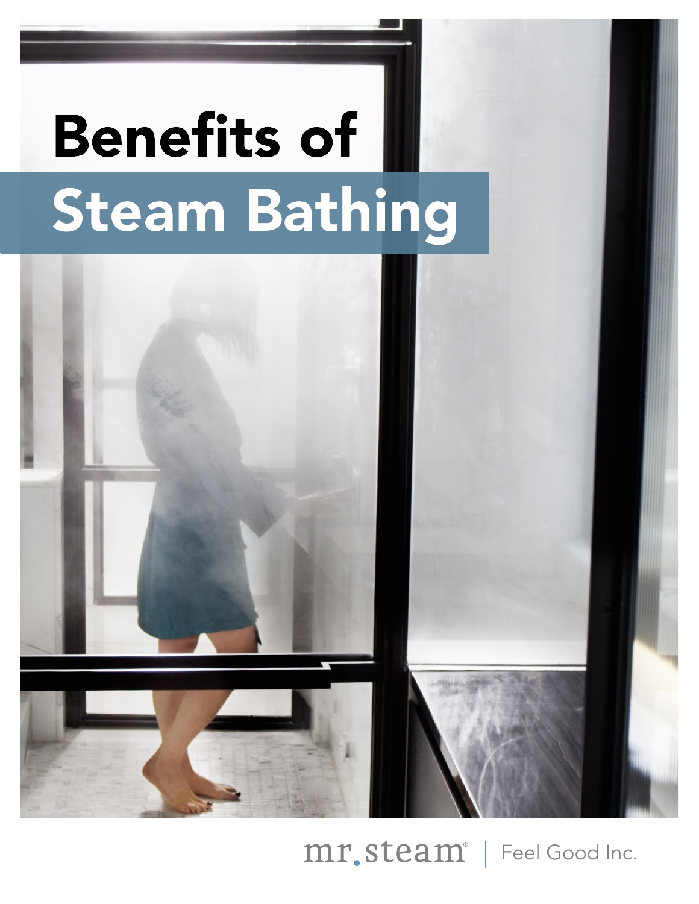# Benefits of Steam Bathing

mr.steam® | Feel Good Inc.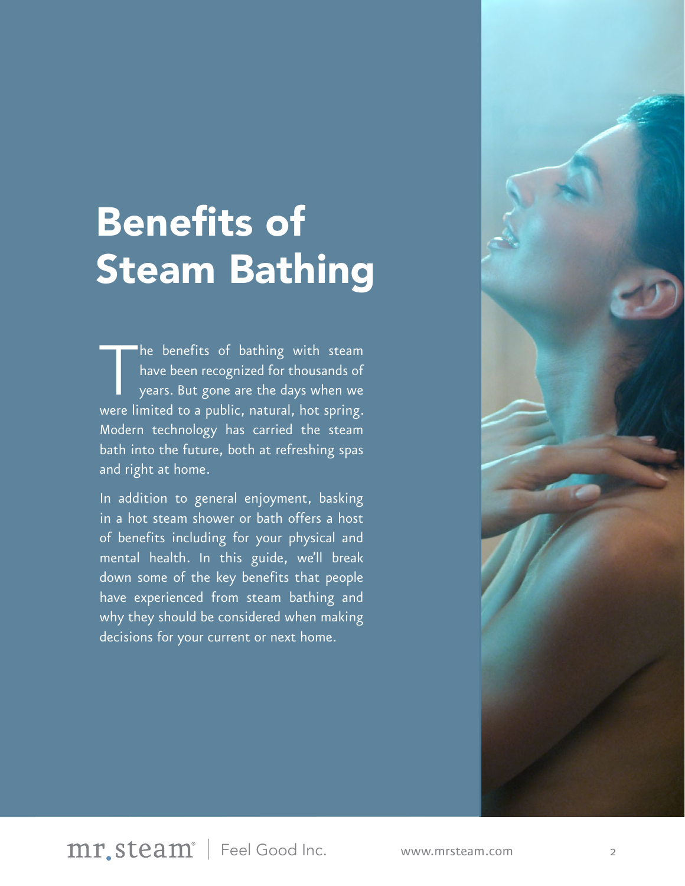# Benefits of Steam Bathing

The benefits of bathing with steam have been recognized for thousands of years. But gone are the days when we were limited to a public, natural, hot spring. Modern technology has carried the steam bath into the future, both at refreshing spas and right at home.

In addition to general enjoyment, basking in a hot steam shower or bath offers a host of benefits including for your physical and mental health. In this guide, we'll break down some of the key benefits that people have experienced from steam bathing and why they should be considered when making decisions for your current or next home.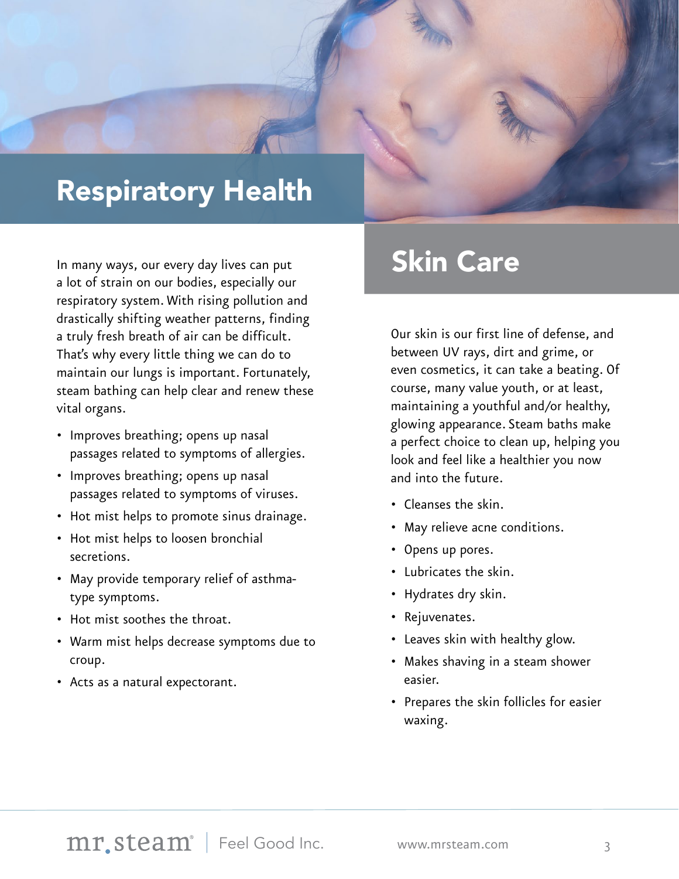## Respiratory Health

In many ways, our every day lives can put a lot of strain on our bodies, especially our respiratory system. With rising pollution and drastically shifting weather patterns, finding a truly fresh breath of air can be difficult. That's why every little thing we can do to maintain our lungs is important. Fortunately, steam bathing can help clear and renew these vital organs.

- Improves breathing; opens up nasal passages related to symptoms of allergies.
- Improves breathing; opens up nasal passages related to symptoms of viruses.
- Hot mist helps to promote sinus drainage.
- Hot mist helps to loosen bronchial secretions.
- May provide temporary relief of asthma-type symptoms.
- Hot mist soothes the throat.
- Warm mist helps decrease symptoms due to croup.
- Acts as a natural expectorant.

## Skin Care

Our skin is our first line of defense, and between UV rays, dirt and grime, or even cosmetics, it can take a beating. Of course, many value youth, or at least, maintaining a youthful and/or healthy, glowing appearance. Steam baths make a perfect choice to clean up, helping you look and feel like a healthier you now and into the future.

- Cleanses the skin.
- May relieve acne conditions.
- Opens up pores.
- Lubricates the skin.
- Hydrates dry skin.
- Rejuvenates.
- Leaves skin with healthy glow.
- Makes shaving in a steam shower easier.
- Prepares the skin follicles for easier waxing.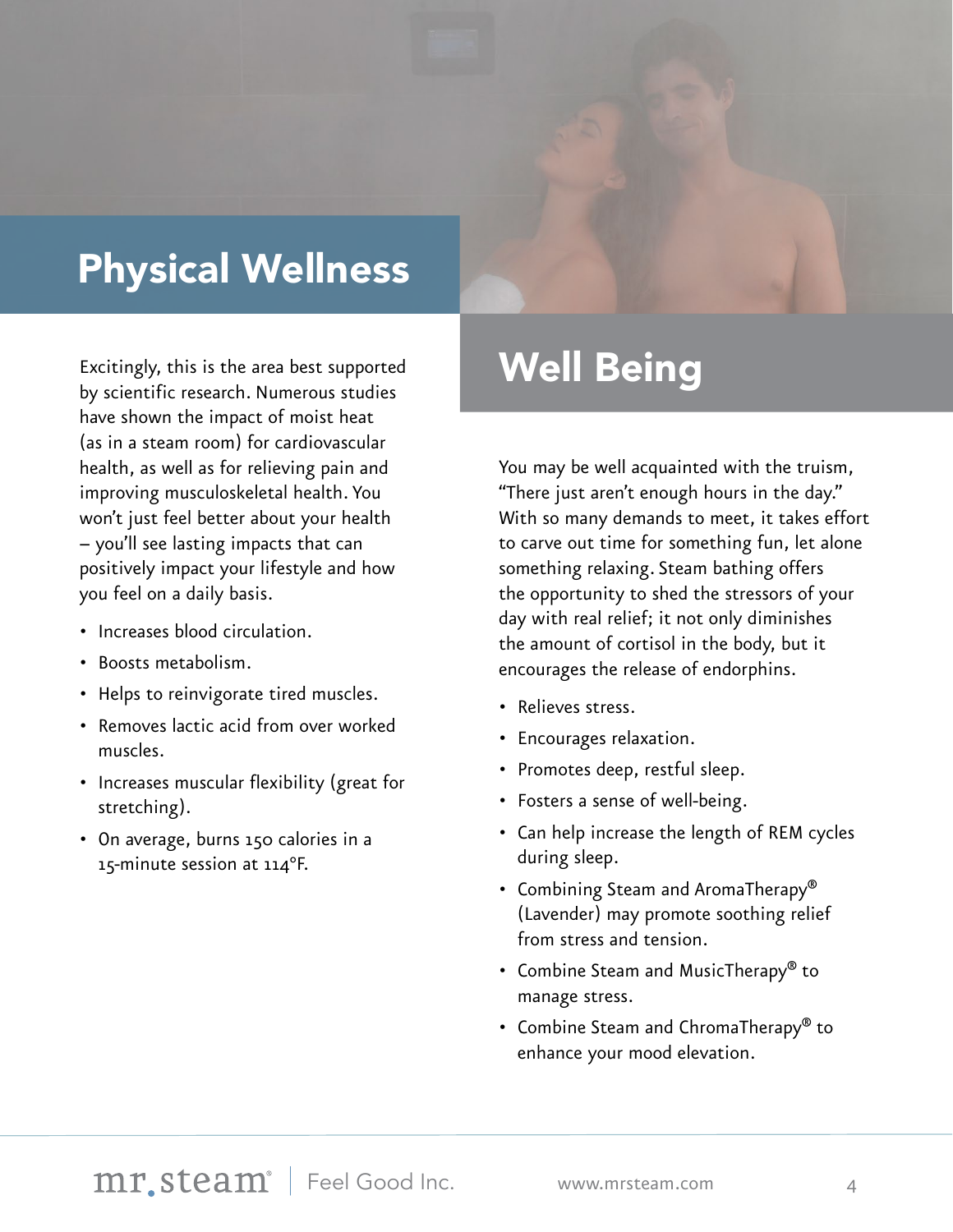## Physical Wellness

Excitingly, this is the area best supported by scientific research. Numerous studies have shown the impact of moist heat (as in a steam room) for cardiovascular health, as well as for relieving pain and improving musculoskeletal health. You won't just feel better about your health – you'll see lasting impacts that can positively impact your lifestyle and how you feel on a daily basis.

- Increases blood circulation.
- Boosts metabolism.
- Helps to reinvigorate tired muscles.
- Removes lactic acid from over worked muscles.
- Increases muscular flexibility (great for stretching).
- On average, burns 150 calories in a 15-minute session at 114°F.

## Well Being

You may be well acquainted with the truism, "There just aren't enough hours in the day." With so many demands to meet, it takes effort to carve out time for something fun, let alone something relaxing. Steam bathing offers the opportunity to shed the stressors of your day with real relief; it not only diminishes the amount of cortisol in the body, but it encourages the release of endorphins.

- Relieves stress.
- Encourages relaxation.
- Promotes deep, restful sleep.
- Fosters a sense of well-being.
- Can help increase the length of REM cycles during sleep.
- Combining Steam and AromaTherapy® (Lavender) may promote soothing relief from stress and tension.
- Combine Steam and MusicTherapy® to manage stress.
- Combine Steam and ChromaTherapy® to enhance your mood elevation.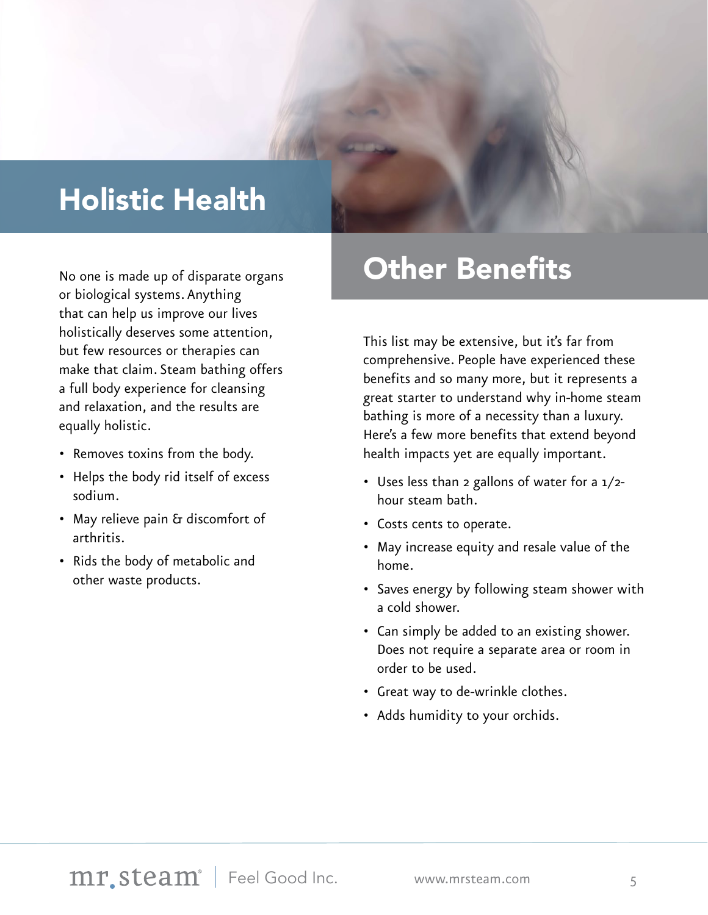## Holistic Health

No one is made up of disparate organs or biological systems. Anything that can help us improve our lives holistically deserves some attention, but few resources or therapies can make that claim. Steam bathing offers a full body experience for cleansing and relaxation, and the results are equally holistic.

- Removes toxins from the body.
- Helps the body rid itself of excess sodium.
- May relieve pain & discomfort of arthritis.
- Rids the body of metabolic and other waste products.

## Other Benefits

This list may be extensive, but it's far from comprehensive. People have experienced these benefits and so many more, but it represents a great starter to understand why in-home steam bathing is more of a necessity than a luxury. Here's a few more benefits that extend beyond health impacts yet are equally important.

- Uses less than 2 gallons of water for a 1/2-hour steam bath.
- Costs cents to operate.
- May increase equity and resale value of the home.
- Saves energy by following steam shower with a cold shower.
- Can simply be added to an existing shower. Does not require a separate area or room in order to be used.
- Great way to de-wrinkle clothes.
- Adds humidity to your orchids.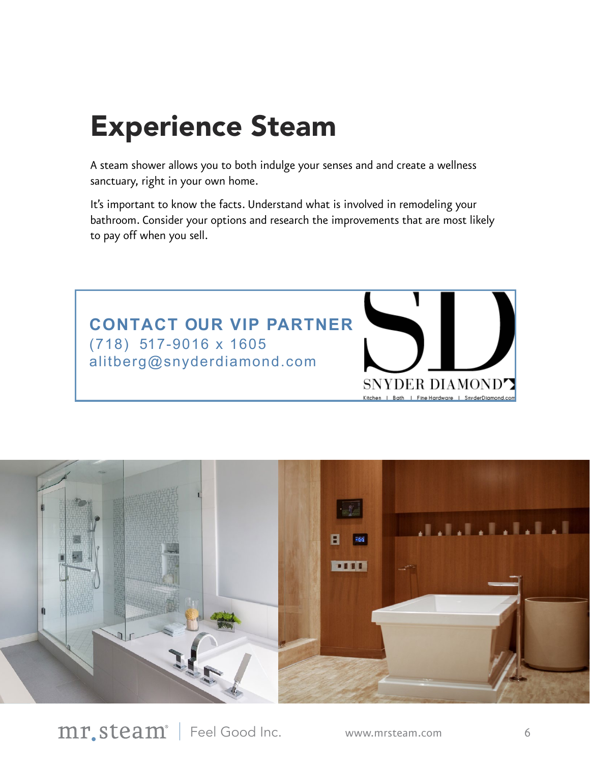# Experience Steam

A steam shower allows you to both indulge your senses and and create a wellness sanctuary, right in your own home.

It's important to know the facts. Understand what is involved in remodeling your bathroom. Consider your options and research the improvements that are most likely to pay off when you sell.

**CONTACT OUR VIP PARTNER**
(718) 517-9016 x 1605
alitberg@snyderdiamond.com

SNYDER DIAMOND
Kitchen | Bath | Fine Hardware | SnyderDiamond.com